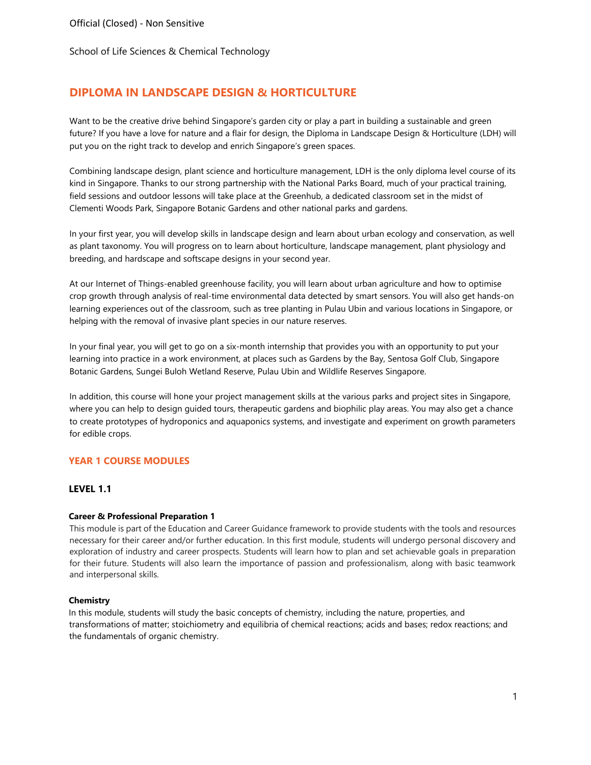School of Life Sciences & Chemical Technology

# DIPLOMA IN LANDSCAPE DESIGN & HORTICULTURE

Want to be the creative drive behind Singapore's garden city or play a part in building a sustainable and green future? If you have a love for nature and a flair for design, the Diploma in Landscape Design & Horticulture (LDH) will put you on the right track to develop and enrich Singapore's green spaces.

Combining landscape design, plant science and horticulture management, LDH is the only diploma level course of its kind in Singapore. Thanks to our strong partnership with the National Parks Board, much of your practical training, field sessions and outdoor lessons will take place at the Greenhub, a dedicated classroom set in the midst of Clementi Woods Park, Singapore Botanic Gardens and other national parks and gardens.

In your first year, you will develop skills in landscape design and learn about urban ecology and conservation, as well as plant taxonomy. You will progress on to learn about horticulture, landscape management, plant physiology and breeding, and hardscape and softscape designs in your second year.

At our Internet of Things-enabled greenhouse facility, you will learn about urban agriculture and how to optimise crop growth through analysis of real-time environmental data detected by smart sensors. You will also get hands-on learning experiences out of the classroom, such as tree planting in Pulau Ubin and various locations in Singapore, or helping with the removal of invasive plant species in our nature reserves.

In your final year, you will get to go on a six-month internship that provides you with an opportunity to put your learning into practice in a work environment, at places such as Gardens by the Bay, Sentosa Golf Club, Singapore Botanic Gardens, Sungei Buloh Wetland Reserve, Pulau Ubin and Wildlife Reserves Singapore.

In addition, this course will hone your project management skills at the various parks and project sites in Singapore, where you can help to design guided tours, therapeutic gardens and biophilic play areas. You may also get a chance to create prototypes of hydroponics and aquaponics systems, and investigate and experiment on growth parameters for edible crops.

## YEAR 1 COURSE MODULES

### LEVEL 1.1

**Career & Professional Preparation 1**

This module is part of the Education and Career Guidance framework to provide students with the tools and resources necessary for their career and/or further education. In this first module, students will undergo personal discovery and exploration of industry and career prospects. Students will learn how to plan and set achievable goals in preparation for their future. Students will also learn the importance of passion and professionalism, along with basic teamwork and interpersonal skills.

**Chemistry**

In this module, students will study the basic concepts of chemistry, including the nature, properties, and transformations of matter; stoichiometry and equilibria of chemical reactions; acids and bases; redox reactions; and the fundamentals of organic chemistry.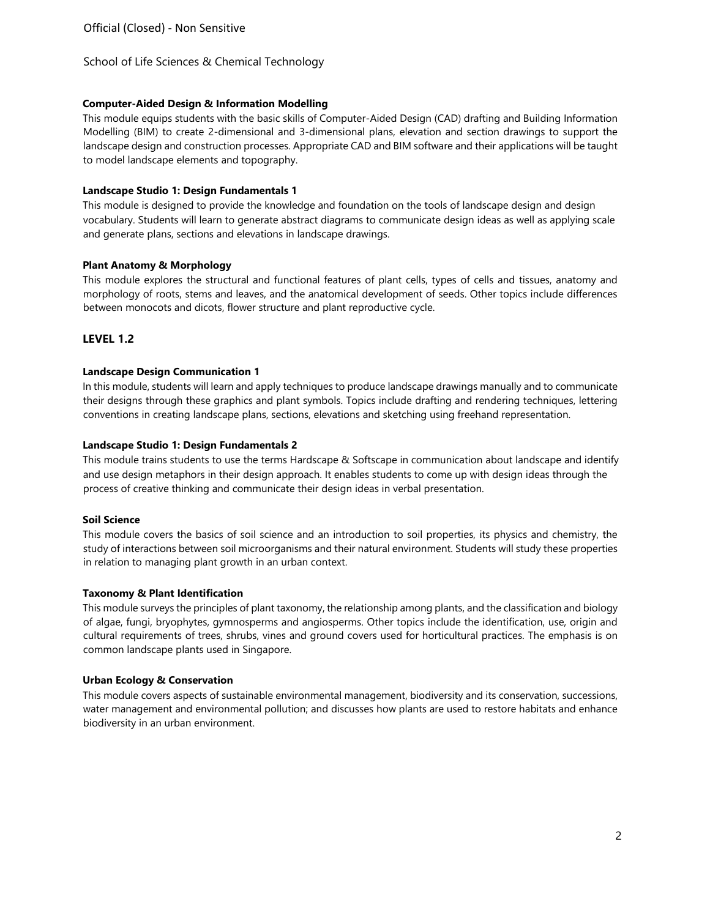**Computer-Aided Design & Information Modelling**

This module equips students with the basic skills of Computer-Aided Design (CAD) drafting and Building Information Modelling (BIM) to create 2-dimensional and 3-dimensional plans, elevation and section drawings to support the landscape design and construction processes. Appropriate CAD and BIM software and their applications will be taught to model landscape elements and topography.

**Landscape Studio 1: Design Fundamentals 1**

This module is designed to provide the knowledge and foundation on the tools of landscape design and design vocabulary. Students will learn to generate abstract diagrams to communicate design ideas as well as applying scale and generate plans, sections and elevations in landscape drawings.

**Plant Anatomy & Morphology**

This module explores the structural and functional features of plant cells, types of cells and tissues, anatomy and morphology of roots, stems and leaves, and the anatomical development of seeds. Other topics include differences between monocots and dicots, flower structure and plant reproductive cycle.

## LEVEL 1.2

**Landscape Design Communication 1**

In this module, students will learn and apply techniques to produce landscape drawings manually and to communicate their designs through these graphics and plant symbols. Topics include drafting and rendering techniques, lettering conventions in creating landscape plans, sections, elevations and sketching using freehand representation.

**Landscape Studio 1: Design Fundamentals 2**

This module trains students to use the terms Hardscape & Softscape in communication about landscape and identify and use design metaphors in their design approach. It enables students to come up with design ideas through the process of creative thinking and communicate their design ideas in verbal presentation.

**Soil Science**

This module covers the basics of soil science and an introduction to soil properties, its physics and chemistry, the study of interactions between soil microorganisms and their natural environment. Students will study these properties in relation to managing plant growth in an urban context.

**Taxonomy & Plant Identification**

This module surveys the principles of plant taxonomy, the relationship among plants, and the classification and biology of algae, fungi, bryophytes, gymnosperms and angiosperms. Other topics include the identification, use, origin and cultural requirements of trees, shrubs, vines and ground covers used for horticultural practices. The emphasis is on common landscape plants used in Singapore.

**Urban Ecology & Conservation**

This module covers aspects of sustainable environmental management, biodiversity and its conservation, successions, water management and environmental pollution; and discusses how plants are used to restore habitats and enhance biodiversity in an urban environment.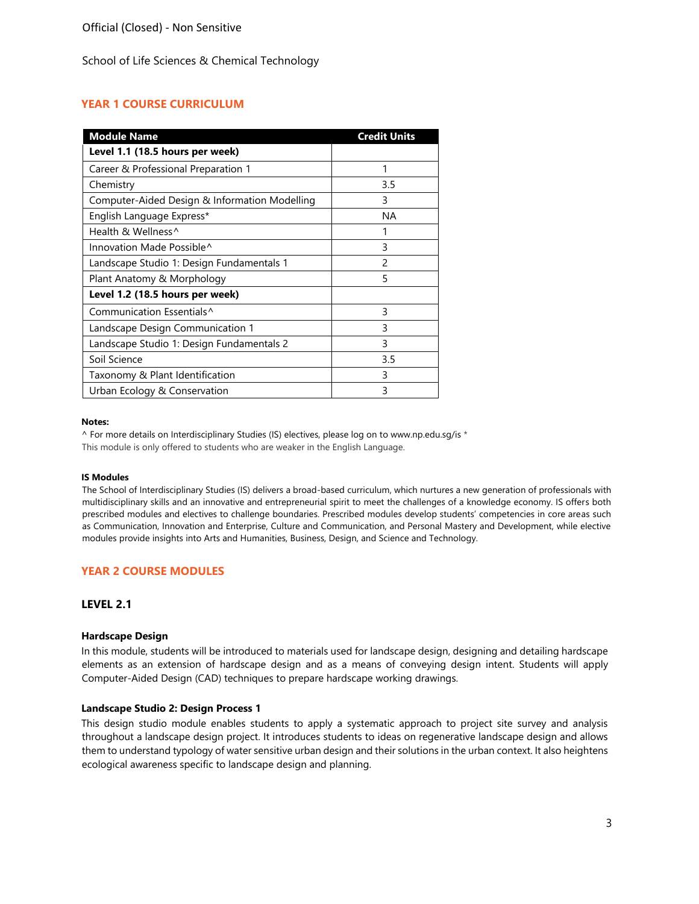Official (Closed) - Non Sensitive

School of Life Sciences & Chemical Technology

## YEAR 1 COURSE CURRICULUM

| Module Name | Credit Units |
|---|---|
| **Level 1.1 (18.5 hours per week)** | |
| Career & Professional Preparation 1 | 1 |
| Chemistry | 3.5 |
| Computer-Aided Design & Information Modelling | 3 |
| English Language Express* | NA |
| Health & Wellness^ | 1 |
| Innovation Made Possible^ | 3 |
| Landscape Studio 1: Design Fundamentals 1 | 2 |
| Plant Anatomy & Morphology | 5 |
| **Level 1.2 (18.5 hours per week)** | |
| Communication Essentials^ | 3 |
| Landscape Design Communication 1 | 3 |
| Landscape Studio 1: Design Fundamentals 2 | 3 |
| Soil Science | 3.5 |
| Taxonomy & Plant Identification | 3 |
| Urban Ecology & Conservation | 3 |

**Notes:**

^ For more details on Interdisciplinary Studies (IS) electives, please log on to www.np.edu.sg/is *
This module is only offered to students who are weaker in the English Language.

**IS Modules**

The School of Interdisciplinary Studies (IS) delivers a broad-based curriculum, which nurtures a new generation of professionals with multidisciplinary skills and an innovative and entrepreneurial spirit to meet the challenges of a knowledge economy. IS offers both prescribed modules and electives to challenge boundaries. Prescribed modules develop students' competencies in core areas such as Communication, Innovation and Enterprise, Culture and Communication, and Personal Mastery and Development, while elective modules provide insights into Arts and Humanities, Business, Design, and Science and Technology.

## YEAR 2 COURSE MODULES

### LEVEL 2.1

**Hardscape Design**

In this module, students will be introduced to materials used for landscape design, designing and detailing hardscape elements as an extension of hardscape design and as a means of conveying design intent. Students will apply Computer-Aided Design (CAD) techniques to prepare hardscape working drawings.

**Landscape Studio 2: Design Process 1**

This design studio module enables students to apply a systematic approach to project site survey and analysis throughout a landscape design project. It introduces students to ideas on regenerative landscape design and allows them to understand typology of water sensitive urban design and their solutions in the urban context. It also heightens ecological awareness specific to landscape design and planning.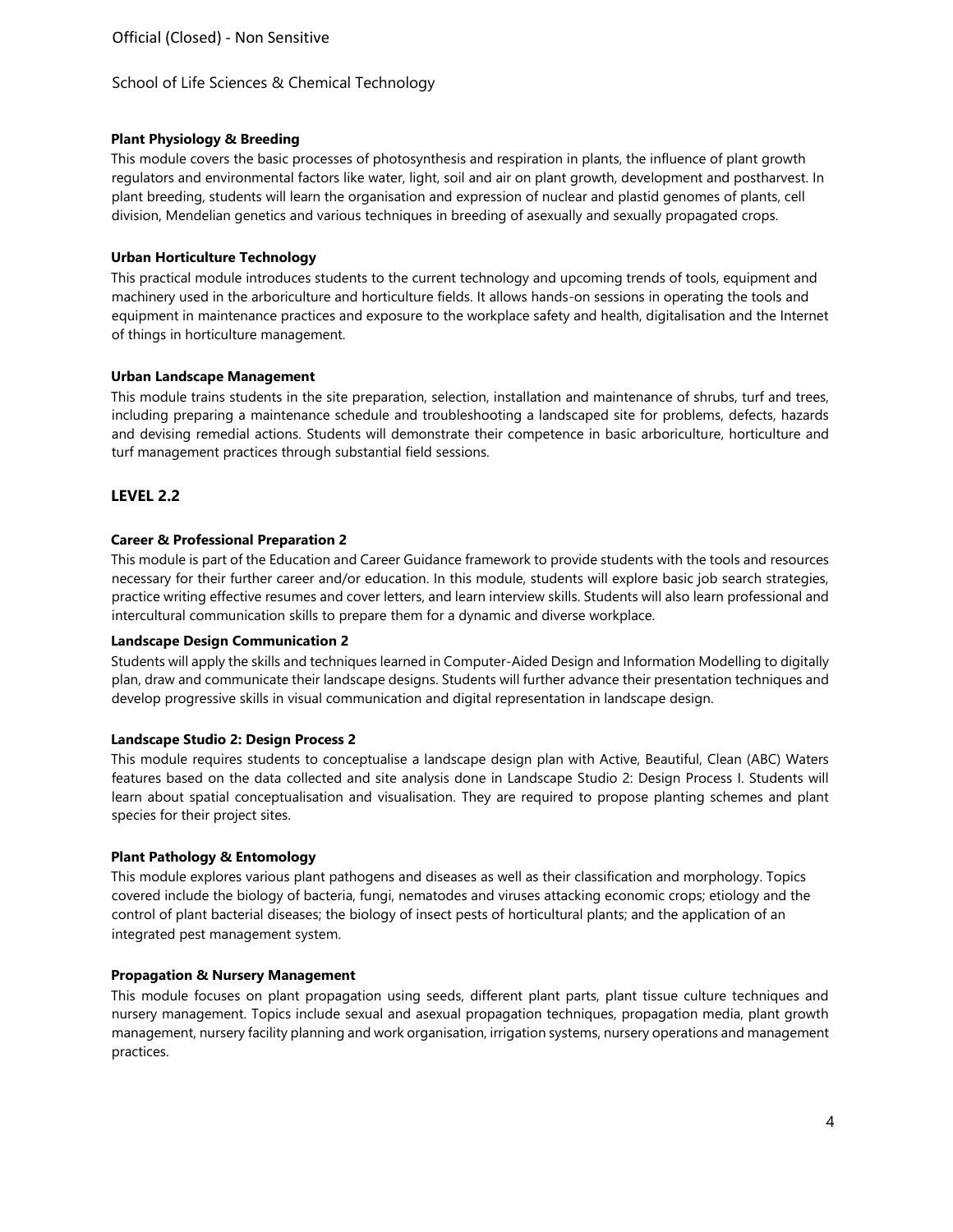### Plant Physiology & Breeding

This module covers the basic processes of photosynthesis and respiration in plants, the influence of plant growth regulators and environmental factors like water, light, soil and air on plant growth, development and postharvest. In plant breeding, students will learn the organisation and expression of nuclear and plastid genomes of plants, cell division, Mendelian genetics and various techniques in breeding of asexually and sexually propagated crops.

### Urban Horticulture Technology

This practical module introduces students to the current technology and upcoming trends of tools, equipment and machinery used in the arboriculture and horticulture fields. It allows hands-on sessions in operating the tools and equipment in maintenance practices and exposure to the workplace safety and health, digitalisation and the Internet of things in horticulture management.

### Urban Landscape Management

This module trains students in the site preparation, selection, installation and maintenance of shrubs, turf and trees, including preparing a maintenance schedule and troubleshooting a landscaped site for problems, defects, hazards and devising remedial actions. Students will demonstrate their competence in basic arboriculture, horticulture and turf management practices through substantial field sessions.

## LEVEL 2.2

### Career & Professional Preparation 2

This module is part of the Education and Career Guidance framework to provide students with the tools and resources necessary for their further career and/or education. In this module, students will explore basic job search strategies, practice writing effective resumes and cover letters, and learn interview skills. Students will also learn professional and intercultural communication skills to prepare them for a dynamic and diverse workplace.

### Landscape Design Communication 2

Students will apply the skills and techniques learned in Computer-Aided Design and Information Modelling to digitally plan, draw and communicate their landscape designs. Students will further advance their presentation techniques and develop progressive skills in visual communication and digital representation in landscape design.

### Landscape Studio 2: Design Process 2

This module requires students to conceptualise a landscape design plan with Active, Beautiful, Clean (ABC) Waters features based on the data collected and site analysis done in Landscape Studio 2: Design Process I. Students will learn about spatial conceptualisation and visualisation. They are required to propose planting schemes and plant species for their project sites.

### Plant Pathology & Entomology

This module explores various plant pathogens and diseases as well as their classification and morphology. Topics covered include the biology of bacteria, fungi, nematodes and viruses attacking economic crops; etiology and the control of plant bacterial diseases; the biology of insect pests of horticultural plants; and the application of an integrated pest management system.

### Propagation & Nursery Management

This module focuses on plant propagation using seeds, different plant parts, plant tissue culture techniques and nursery management. Topics include sexual and asexual propagation techniques, propagation media, plant growth management, nursery facility planning and work organisation, irrigation systems, nursery operations and management practices.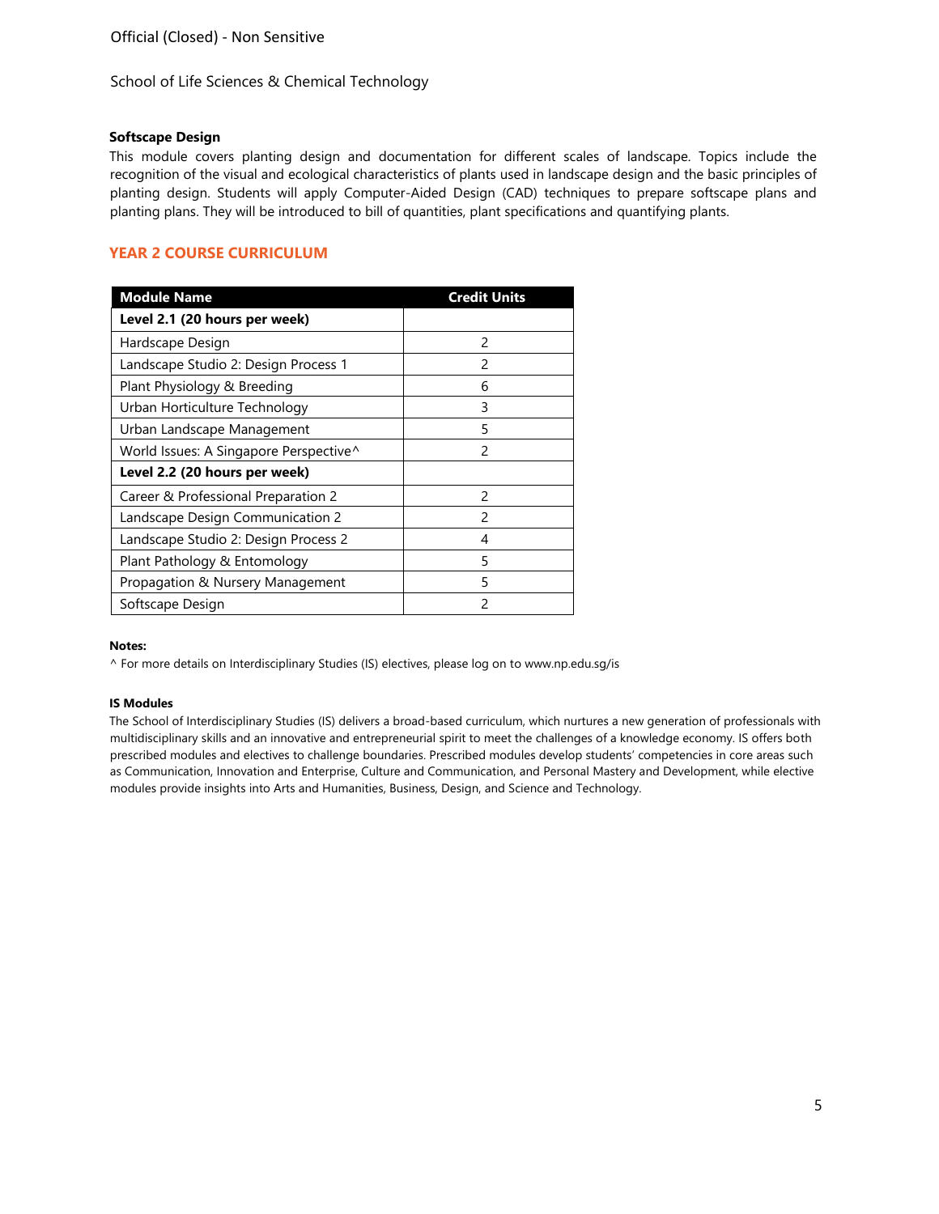Official (Closed) - Non Sensitive

School of Life Sciences & Chemical Technology

**Softscape Design**

This module covers planting design and documentation for different scales of landscape. Topics include the recognition of the visual and ecological characteristics of plants used in landscape design and the basic principles of planting design. Students will apply Computer-Aided Design (CAD) techniques to prepare softscape plans and planting plans. They will be introduced to bill of quantities, plant specifications and quantifying plants.

## YEAR 2 COURSE CURRICULUM

| Module Name | Credit Units |
|---|---|
| **Level 2.1 (20 hours per week)** | |
| Hardscape Design | 2 |
| Landscape Studio 2: Design Process 1 | 2 |
| Plant Physiology & Breeding | 6 |
| Urban Horticulture Technology | 3 |
| Urban Landscape Management | 5 |
| World Issues: A Singapore Perspective^ | 2 |
| **Level 2.2 (20 hours per week)** | |
| Career & Professional Preparation 2 | 2 |
| Landscape Design Communication 2 | 2 |
| Landscape Studio 2: Design Process 2 | 4 |
| Plant Pathology & Entomology | 5 |
| Propagation & Nursery Management | 5 |
| Softscape Design | 2 |

**Notes:**

^ For more details on Interdisciplinary Studies (IS) electives, please log on to www.np.edu.sg/is

**IS Modules**

The School of Interdisciplinary Studies (IS) delivers a broad-based curriculum, which nurtures a new generation of professionals with multidisciplinary skills and an innovative and entrepreneurial spirit to meet the challenges of a knowledge economy. IS offers both prescribed modules and electives to challenge boundaries. Prescribed modules develop students' competencies in core areas such as Communication, Innovation and Enterprise, Culture and Communication, and Personal Mastery and Development, while elective modules provide insights into Arts and Humanities, Business, Design, and Science and Technology.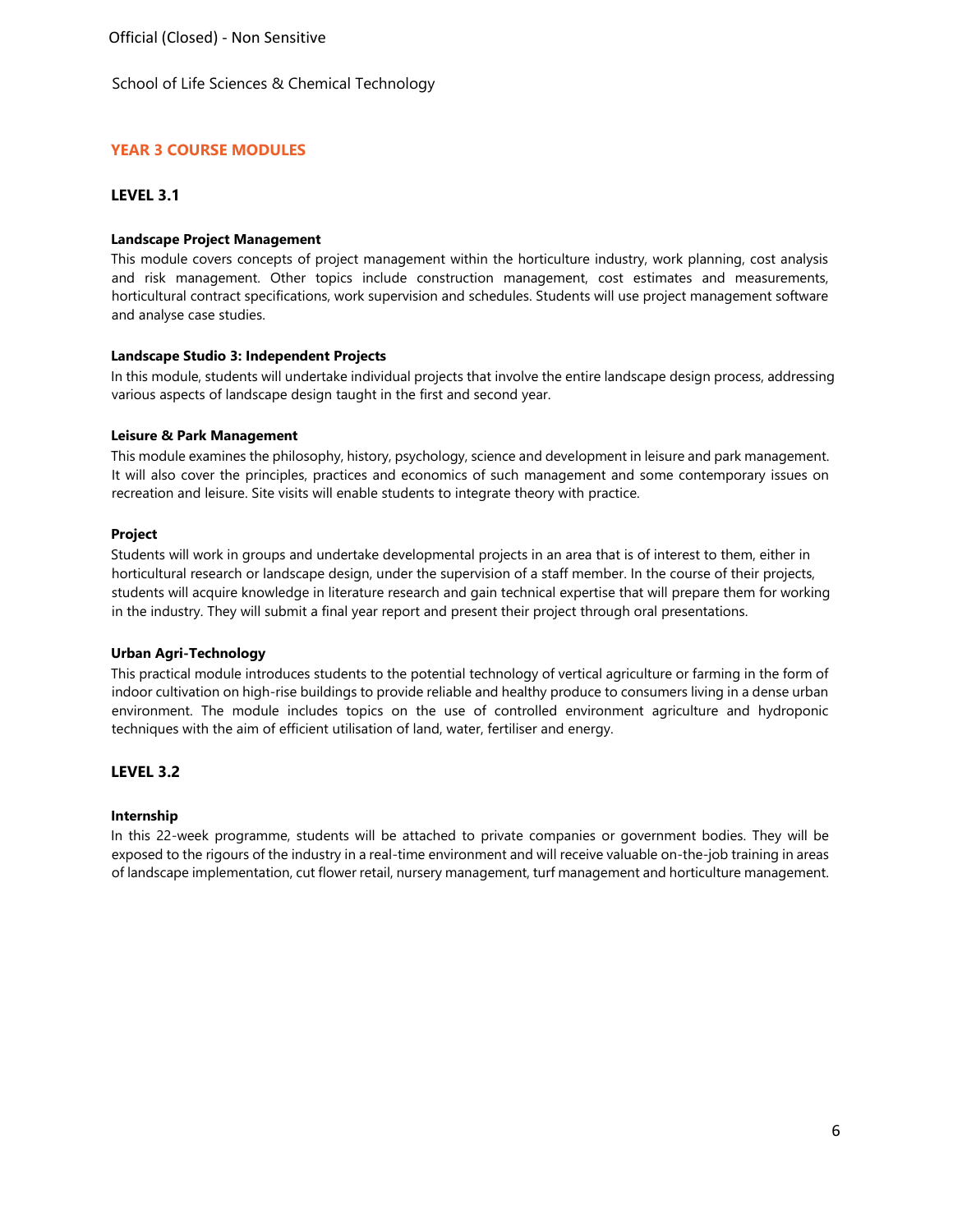## YEAR 3 COURSE MODULES

### LEVEL 3.1

**Landscape Project Management**

This module covers concepts of project management within the horticulture industry, work planning, cost analysis and risk management. Other topics include construction management, cost estimates and measurements, horticultural contract specifications, work supervision and schedules. Students will use project management software and analyse case studies.

**Landscape Studio 3: Independent Projects**

In this module, students will undertake individual projects that involve the entire landscape design process, addressing various aspects of landscape design taught in the first and second year.

**Leisure & Park Management**

This module examines the philosophy, history, psychology, science and development in leisure and park management. It will also cover the principles, practices and economics of such management and some contemporary issues on recreation and leisure. Site visits will enable students to integrate theory with practice.

**Project**

Students will work in groups and undertake developmental projects in an area that is of interest to them, either in horticultural research or landscape design, under the supervision of a staff member. In the course of their projects, students will acquire knowledge in literature research and gain technical expertise that will prepare them for working in the industry. They will submit a final year report and present their project through oral presentations.

**Urban Agri-Technology**

This practical module introduces students to the potential technology of vertical agriculture or farming in the form of indoor cultivation on high-rise buildings to provide reliable and healthy produce to consumers living in a dense urban environment. The module includes topics on the use of controlled environment agriculture and hydroponic techniques with the aim of efficient utilisation of land, water, fertiliser and energy.

### LEVEL 3.2

**Internship**

In this 22-week programme, students will be attached to private companies or government bodies. They will be exposed to the rigours of the industry in a real-time environment and will receive valuable on-the-job training in areas of landscape implementation, cut flower retail, nursery management, turf management and horticulture management.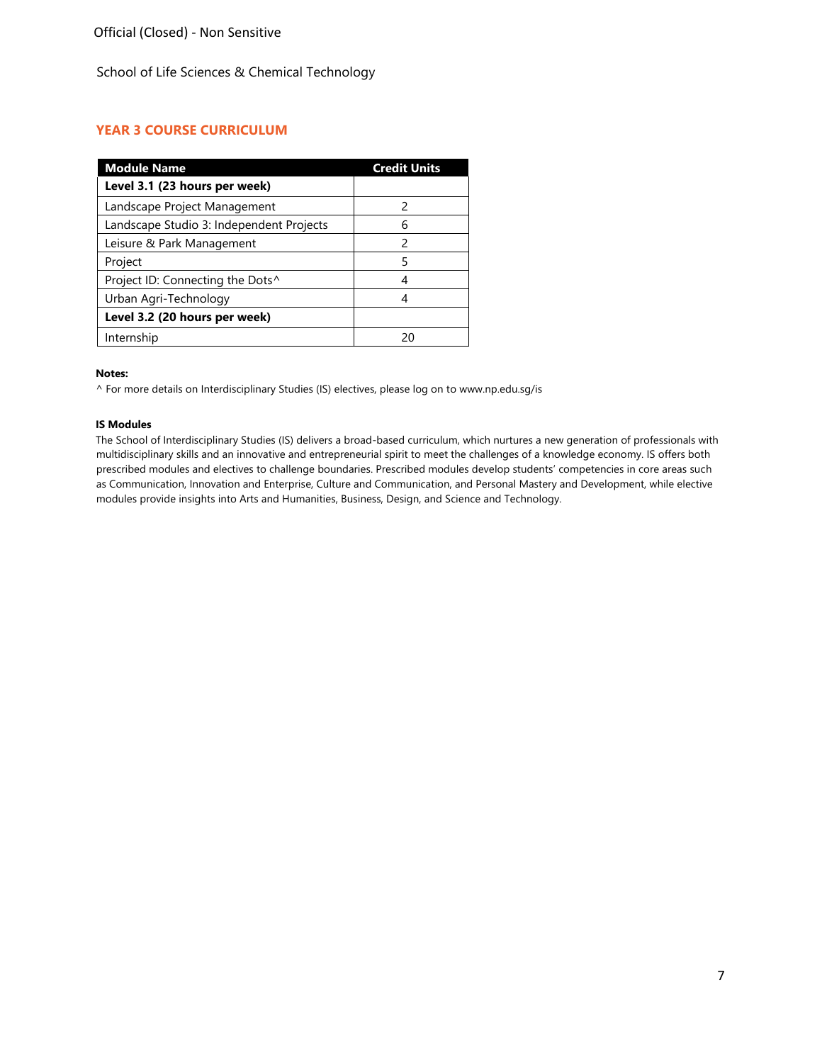School of Life Sciences & Chemical Technology

## YEAR 3 COURSE CURRICULUM

| Module Name | Credit Units |
|---|---|
| **Level 3.1 (23 hours per week)** | |
| Landscape Project Management | 2 |
| Landscape Studio 3: Independent Projects | 6 |
| Leisure & Park Management | 2 |
| Project | 5 |
| Project ID: Connecting the Dots^ | 4 |
| Urban Agri-Technology | 4 |
| **Level 3.2 (20 hours per week)** | |
| Internship | 20 |

**Notes:**

^ For more details on Interdisciplinary Studies (IS) electives, please log on to www.np.edu.sg/is

**IS Modules**

The School of Interdisciplinary Studies (IS) delivers a broad-based curriculum, which nurtures a new generation of professionals with multidisciplinary skills and an innovative and entrepreneurial spirit to meet the challenges of a knowledge economy. IS offers both prescribed modules and electives to challenge boundaries. Prescribed modules develop students' competencies in core areas such as Communication, Innovation and Enterprise, Culture and Communication, and Personal Mastery and Development, while elective modules provide insights into Arts and Humanities, Business, Design, and Science and Technology.